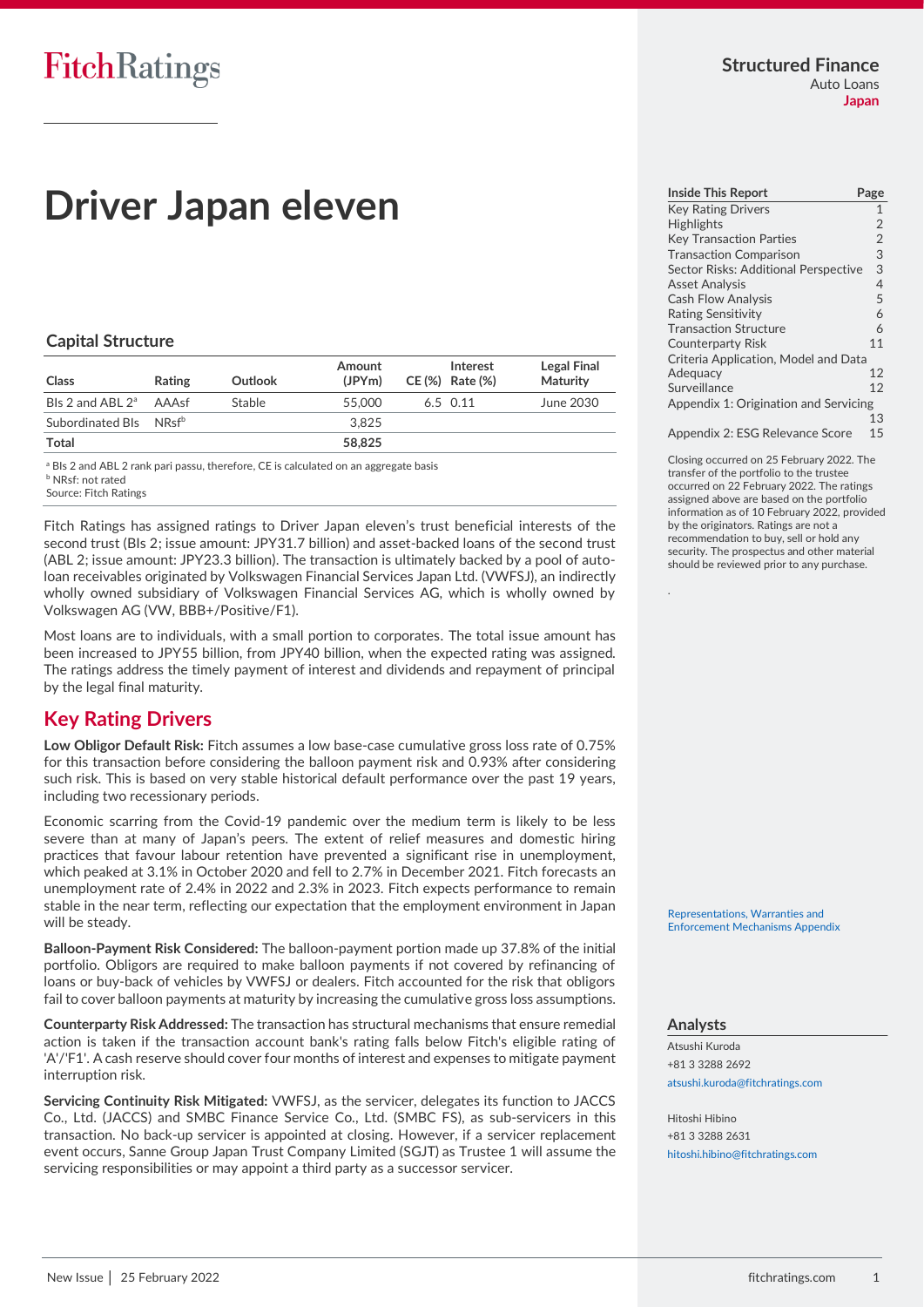FitchRatings

**Structured Finance**
Auto Loans
**Japan**

# Driver Japan eleven

## Capital Structure

| Class | Rating | Outlook | Amount (JPYm) | CE (%) | Interest Rate (%) | Legal Final Maturity |
|---|---|---|---|---|---|---|
| BIs 2 and ABL 2[a] | AAAsf | Stable | 55,000 | 6.5 | 0.11 | June 2030 |
| Subordinated BIs | NRsf[b] | | 3,825 | | | |
| **Total** | | | **58,825** | | | |

[a] BIs 2 and ABL 2 rank pari passu, therefore, CE is calculated on an aggregate basis
[b] NRsf: not rated
Source: Fitch Ratings

Fitch Ratings has assigned ratings to Driver Japan eleven's trust beneficial interests of the second trust (BIs 2; issue amount: JPY31.7 billion) and asset-backed loans of the second trust (ABL 2; issue amount: JPY23.3 billion). The transaction is ultimately backed by a pool of auto-loan receivables originated by Volkswagen Financial Services Japan Ltd. (VWFSJ), an indirectly wholly owned subsidiary of Volkswagen Financial Services AG, which is wholly owned by Volkswagen AG (VW, BBB+/Positive/F1).

Most loans are to individuals, with a small portion to corporates. The total issue amount has been increased to JPY55 billion, from JPY40 billion, when the expected rating was assigned. The ratings address the timely payment of interest and dividends and repayment of principal by the legal final maturity.

## Key Rating Drivers

**Low Obligor Default Risk:** Fitch assumes a low base-case cumulative gross loss rate of 0.75% for this transaction before considering the balloon payment risk and 0.93% after considering such risk. This is based on very stable historical default performance over the past 19 years, including two recessionary periods.

Economic scarring from the Covid-19 pandemic over the medium term is likely to be less severe than at many of Japan's peers. The extent of relief measures and domestic hiring practices that favour labour retention have prevented a significant rise in unemployment, which peaked at 3.1% in October 2020 and fell to 2.7% in December 2021. Fitch forecasts an unemployment rate of 2.4% in 2022 and 2.3% in 2023. Fitch expects performance to remain stable in the near term, reflecting our expectation that the employment environment in Japan will be steady.

**Balloon-Payment Risk Considered:** The balloon-payment portion made up 37.8% of the initial portfolio. Obligors are required to make balloon payments if not covered by refinancing of loans or buy-back of vehicles by VWFSJ or dealers. Fitch accounted for the risk that obligors fail to cover balloon payments at maturity by increasing the cumulative gross loss assumptions.

**Counterparty Risk Addressed:** The transaction has structural mechanisms that ensure remedial action is taken if the transaction account bank's rating falls below Fitch's eligible rating of 'A'/'F1'. A cash reserve should cover four months of interest and expenses to mitigate payment interruption risk.

**Servicing Continuity Risk Mitigated:** VWFSJ, as the servicer, delegates its function to JACCS Co., Ltd. (JACCS) and SMBC Finance Service Co., Ltd. (SMBC FS), as sub-servicers in this transaction. No back-up servicer is appointed at closing. However, if a servicer replacement event occurs, Sanne Group Japan Trust Company Limited (SGJT) as Trustee 1 will assume the servicing responsibilities or may appoint a third party as a successor servicer.

| Inside This Report | Page |
|---|---|
| Key Rating Drivers | 1 |
| Highlights | 2 |
| Key Transaction Parties | 2 |
| Transaction Comparison | 3 |
| Sector Risks: Additional Perspective | 3 |
| Asset Analysis | 4 |
| Cash Flow Analysis | 5 |
| Rating Sensitivity | 6 |
| Transaction Structure | 6 |
| Counterparty Risk | 11 |
| Criteria Application, Model and Data Adequacy | 12 |
| Surveillance | 12 |
| Appendix 1: Origination and Servicing | 13 |
| Appendix 2: ESG Relevance Score | 15 |

Closing occurred on 25 February 2022. The transfer of the portfolio to the trustee occurred on 22 February 2022. The ratings assigned above are based on the portfolio information as of 10 February 2022, provided by the originators. Ratings are not a recommendation to buy, sell or hold any security. The prospectus and other material should be reviewed prior to any purchase.

Representations, Warranties and Enforcement Mechanisms Appendix

### Analysts

Atsushi Kuroda
+81 3 3288 2692
atsushi.kuroda@fitchratings.com

Hitoshi Hibino
+81 3 3288 2631
hitoshi.hibino@fitchratings.com

New Issue | 25 February 2022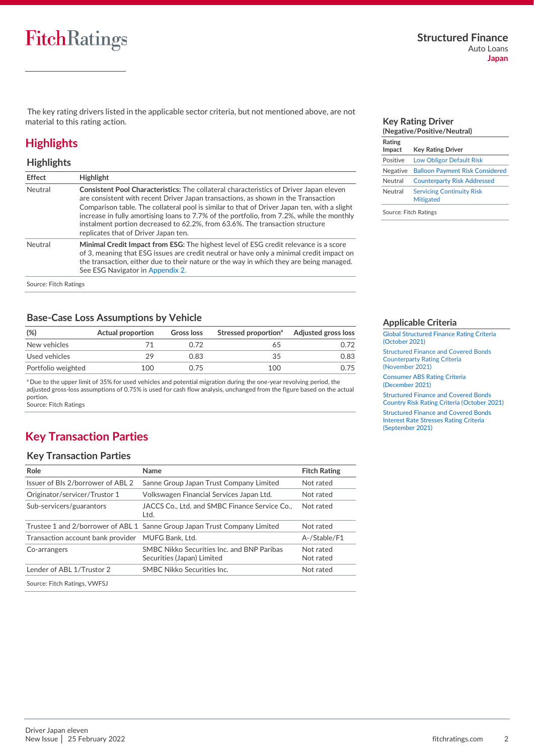The key rating drivers listed in the applicable sector criteria, but not mentioned above, are not material to this rating action.

## Highlights

### Highlights

| Effect | Highlight |
|---|---|
| Neutral | **Consistent Pool Characteristics:** The collateral characteristics of Driver Japan eleven are consistent with recent Driver Japan transactions, as shown in the Transaction Comparison table. The collateral pool is similar to that of Driver Japan ten, with a slight increase in fully amortising loans to 7.7% of the portfolio, from 7.2%, while the monthly instalment portion decreased to 62.2%, from 63.6%. The transaction structure replicates that of Driver Japan ten. |
| Neutral | **Minimal Credit Impact from ESG:** The highest level of ESG credit relevance is a score of 3, meaning that ESG issues are credit neutral or have only a minimal credit impact on the transaction, either due to their nature or the way in which they are being managed. See ESG Navigator in Appendix 2. |

Source: Fitch Ratings

### Key Rating Driver (Negative/Positive/Neutral)

| Rating Impact | Key Rating Driver |
|---|---|
| Positive | Low Obligor Default Risk |
| Negative | Balloon Payment Risk Considered |
| Neutral | Counterparty Risk Addressed |
| Neutral | Servicing Continuity Risk Mitigated |

Source: Fitch Ratings

### Base-Case Loss Assumptions by Vehicle

| (%) | Actual proportion | Gross loss | Stressed proportion[a] | Adjusted gross loss |
|---|---|---|---|---|
| New vehicles | 71 | 0.72 | 65 | 0.72 |
| Used vehicles | 29 | 0.83 | 35 | 0.83 |
| Portfolio weighted | 100 | 0.75 | 100 | 0.75 |

[a] Due to the upper limit of 35% for used vehicles and potential migration during the one-year revolving period, the adjusted gross-loss assumptions of 0.75% is used for cash flow analysis, unchanged from the figure based on the actual portion.

Source: Fitch Ratings

### Applicable Criteria

Global Structured Finance Rating Criteria (October 2021)

Structured Finance and Covered Bonds Counterparty Rating Criteria (November 2021)

Consumer ABS Rating Criteria (December 2021)

Structured Finance and Covered Bonds Country Risk Rating Criteria (October 2021)

Structured Finance and Covered Bonds Interest Rate Stresses Rating Criteria (September 2021)

## Key Transaction Parties

### Key Transaction Parties

| Role | Name | Fitch Rating |
|---|---|---|
| Issuer of BIs 2/borrower of ABL 2 | Sanne Group Japan Trust Company Limited | Not rated |
| Originator/servicer/Trustor 1 | Volkswagen Financial Services Japan Ltd. | Not rated |
| Sub-servicers/guarantors | JACCS Co., Ltd. and SMBC Finance Service Co., Ltd. | Not rated |
| Trustee 1 and 2/borrower of ABL 1 | Sanne Group Japan Trust Company Limited | Not rated |
| Transaction account bank provider | MUFG Bank, Ltd. | A-/Stable/F1 |
| Co-arrangers | SMBC Nikko Securities Inc. and BNP Paribas Securities (Japan) Limited | Not rated<br>Not rated |
| Lender of ABL 1/Trustor 2 | SMBC Nikko Securities Inc. | Not rated |

Source: Fitch Ratings, VWFSJ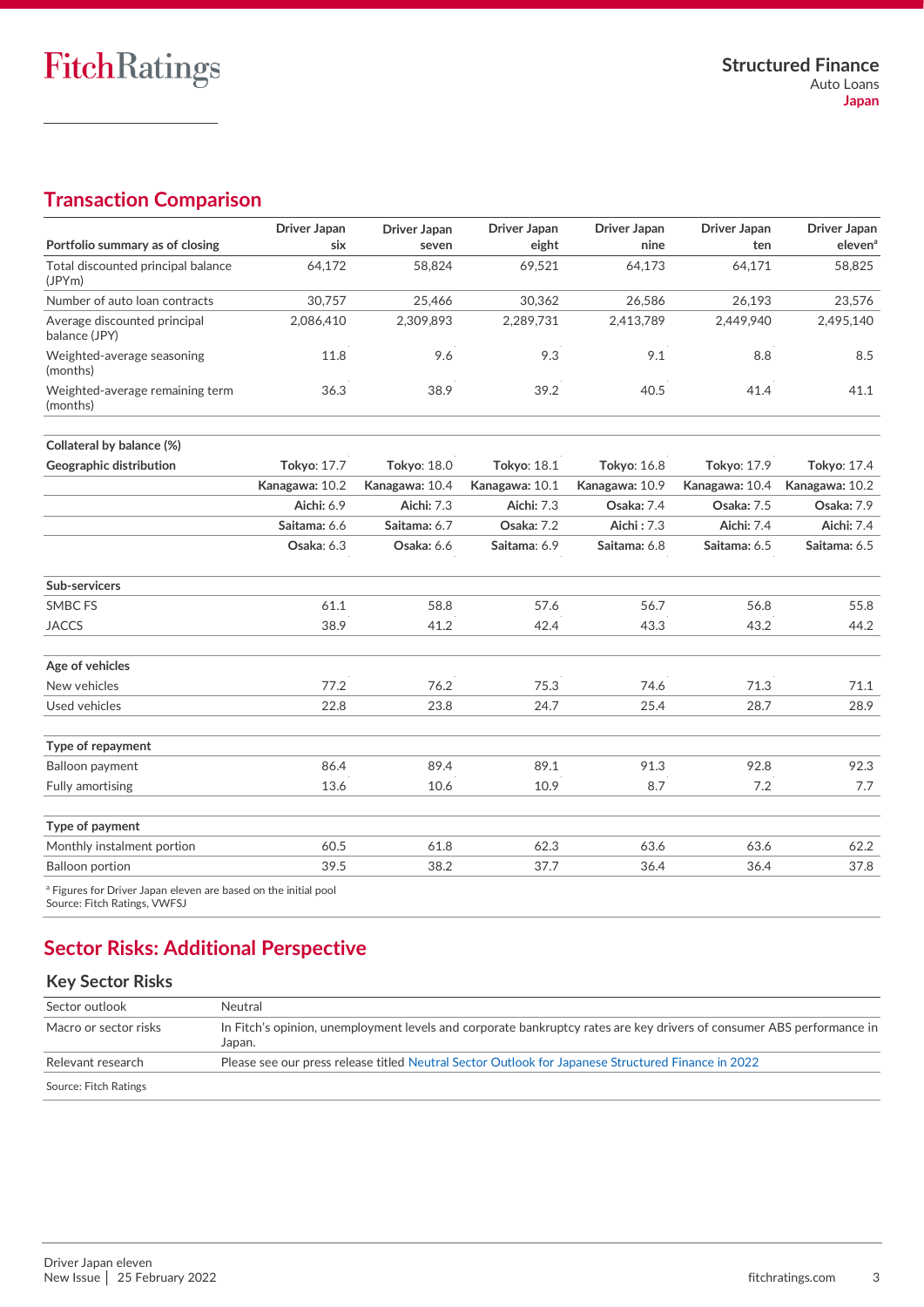## Transaction Comparison

| Portfolio summary as of closing | Driver Japan six | Driver Japan seven | Driver Japan eight | Driver Japan nine | Driver Japan ten | Driver Japan eleven[a] |
|---|---|---|---|---|---|---|
| Total discounted principal balance (JPYm) | 64,172 | 58,824 | 69,521 | 64,173 | 64,171 | 58,825 |
| Number of auto loan contracts | 30,757 | 25,466 | 30,362 | 26,586 | 26,193 | 23,576 |
| Average discounted principal balance (JPY) | 2,086,410 | 2,309,893 | 2,289,731 | 2,413,789 | 2,449,940 | 2,495,140 |
| Weighted-average seasoning (months) | 11.8 | 9.6 | 9.3 | 9.1 | 8.8 | 8.5 |
| Weighted-average remaining term (months) | 36.3 | 38.9 | 39.2 | 40.5 | 41.4 | 41.1 |
| **Collateral by balance (%)** | | | | | | |
| **Geographic distribution** | **Tokyo**: 17.7 | **Tokyo**: 18.0 | **Tokyo**: 18.1 | **Tokyo**: 16.8 | **Tokyo**: 17.9 | **Tokyo**: 17.4 |
| | **Kanagawa**: 10.2 | **Kanagawa**: 10.4 | **Kanagawa**: 10.1 | **Kanagawa**: 10.9 | **Kanagawa**: 10.4 | **Kanagawa**: 10.2 |
| | **Aichi**: 6.9 | **Aichi**: 7.3 | **Aichi**: 7.3 | **Osaka**: 7.4 | **Osaka**: 7.5 | **Osaka**: 7.9 |
| | **Saitama**: 6.6 | **Saitama**: 6.7 | **Osaka**: 7.2 | **Aichi** : 7.3 | **Aichi**: 7.4 | **Aichi**: 7.4 |
| | **Osaka**: 6.3 | **Osaka**: 6.6 | **Saitama**: 6.9 | **Saitama**: 6.8 | **Saitama**: 6.5 | **Saitama**: 6.5 |
| **Sub-servicers** | | | | | | |
| SMBC FS | 61.1 | 58.8 | 57.6 | 56.7 | 56.8 | 55.8 |
| JACCS | 38.9 | 41.2 | 42.4 | 43.3 | 43.2 | 44.2 |
| **Age of vehicles** | | | | | | |
| New vehicles | 77.2 | 76.2 | 75.3 | 74.6 | 71.3 | 71.1 |
| Used vehicles | 22.8 | 23.8 | 24.7 | 25.4 | 28.7 | 28.9 |
| **Type of repayment** | | | | | | |
| Balloon payment | 86.4 | 89.4 | 89.1 | 91.3 | 92.8 | 92.3 |
| Fully amortising | 13.6 | 10.6 | 10.9 | 8.7 | 7.2 | 7.7 |
| **Type of payment** | | | | | | |
| Monthly instalment portion | 60.5 | 61.8 | 62.3 | 63.6 | 63.6 | 62.2 |
| Balloon portion | 39.5 | 38.2 | 37.7 | 36.4 | 36.4 | 37.8 |

[a] Figures for Driver Japan eleven are based on the initial pool
Source: Fitch Ratings, VWFSJ

## Sector Risks: Additional Perspective

### Key Sector Risks

| | |
|---|---|
| Sector outlook | Neutral |
| Macro or sector risks | In Fitch's opinion, unemployment levels and corporate bankruptcy rates are key drivers of consumer ABS performance in Japan. |
| Relevant research | Please see our press release titled Neutral Sector Outlook for Japanese Structured Finance in 2022 |

Source: Fitch Ratings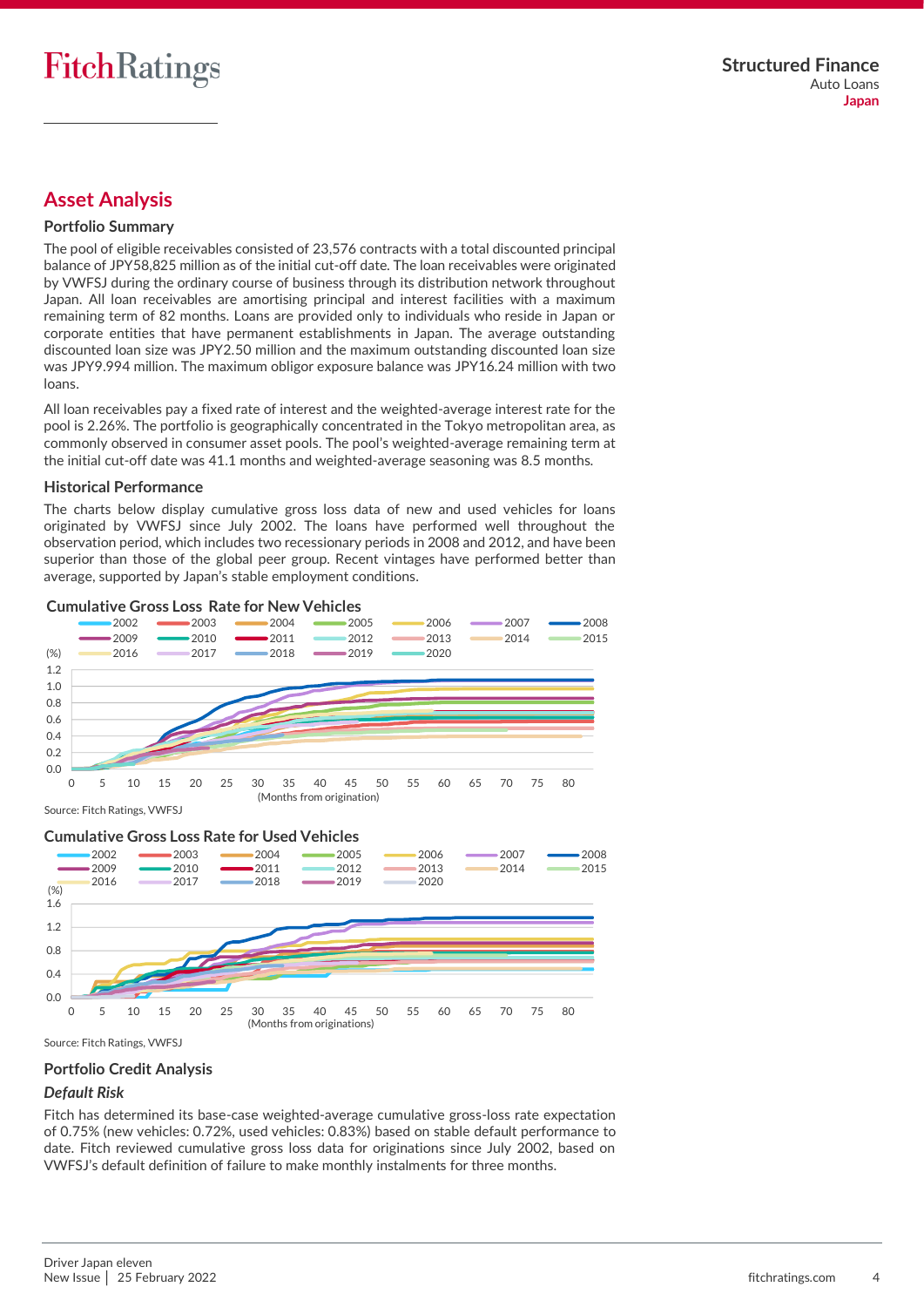## Asset Analysis

### Portfolio Summary

The pool of eligible receivables consisted of 23,576 contracts with a total discounted principal balance of JPY58,825 million as of the initial cut-off date. The loan receivables were originated by VWFSJ during the ordinary course of business through its distribution network throughout Japan. All loan receivables are amortising principal and interest facilities with a maximum remaining term of 82 months. Loans are provided only to individuals who reside in Japan or corporate entities that have permanent establishments in Japan. The average outstanding discounted loan size was JPY2.50 million and the maximum outstanding discounted loan size was JPY9.994 million. The maximum obligor exposure balance was JPY16.24 million with two loans.

All loan receivables pay a fixed rate of interest and the weighted-average interest rate for the pool is 2.26%. The portfolio is geographically concentrated in the Tokyo metropolitan area, as commonly observed in consumer asset pools. The pool's weighted-average remaining term at the initial cut-off date was 41.1 months and weighted-average seasoning was 8.5 months.

### Historical Performance

The charts below display cumulative gross loss data of new and used vehicles for loans originated by VWFSJ since July 2002. The loans have performed well throughout the observation period, which includes two recessionary periods in 2008 and 2012, and have been superior than those of the global peer group. Recent vintages have performed better than average, supported by Japan's stable employment conditions.

**Cumulative Gross Loss Rate for New Vehicles**

Source: Fitch Ratings, VWFSJ

**Cumulative Gross Loss Rate for Used Vehicles**

Source: Fitch Ratings, VWFSJ

### Portfolio Credit Analysis

#### *Default Risk*

Fitch has determined its base-case weighted-average cumulative gross-loss rate expectation of 0.75% (new vehicles: 0.72%, used vehicles: 0.83%) based on stable default performance to date. Fitch reviewed cumulative gross loss data for originations since July 2002, based on VWFSJ's default definition of failure to make monthly instalments for three months.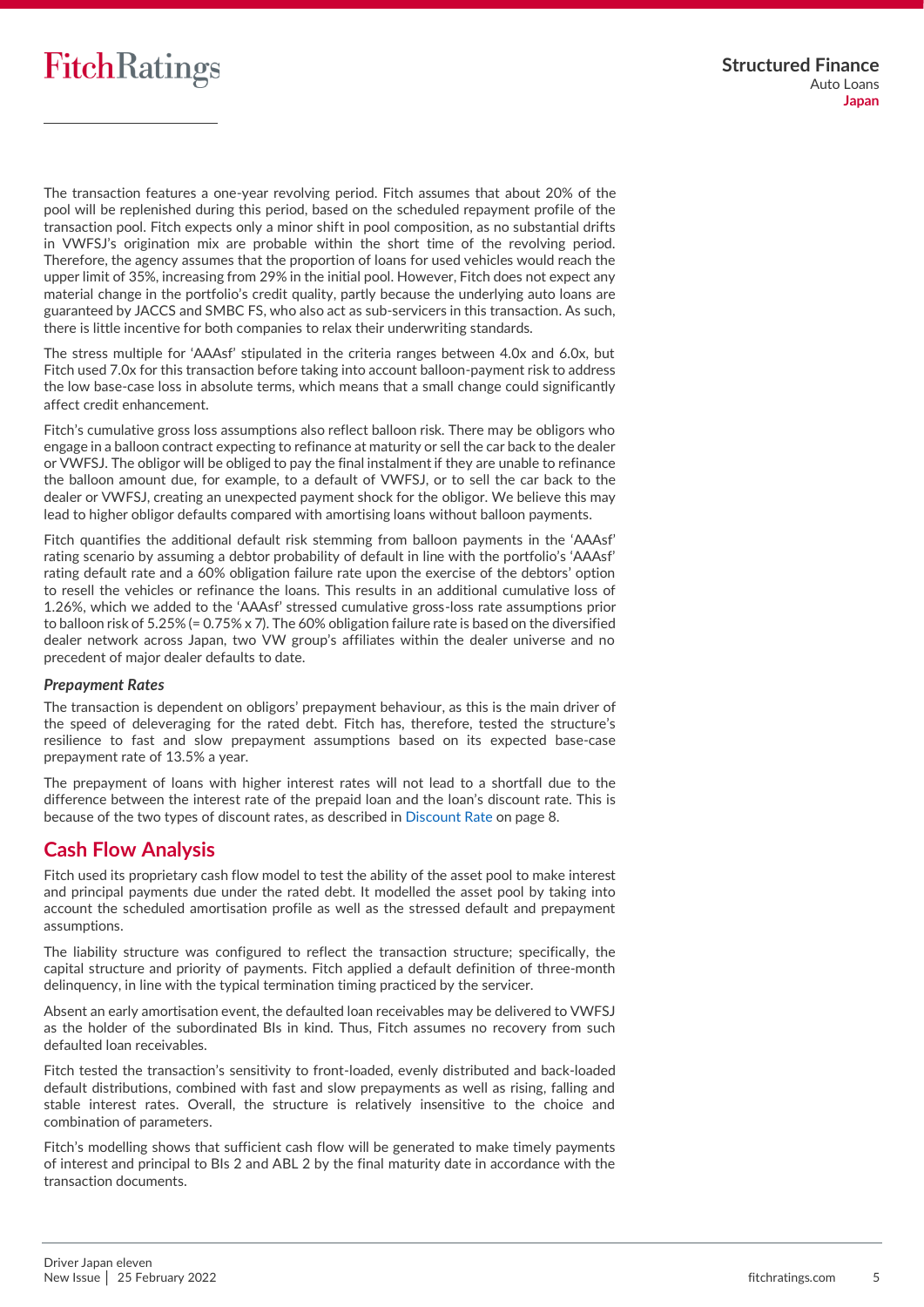The transaction features a one-year revolving period. Fitch assumes that about 20% of the pool will be replenished during this period, based on the scheduled repayment profile of the transaction pool. Fitch expects only a minor shift in pool composition, as no substantial drifts in VWFSJ's origination mix are probable within the short time of the revolving period. Therefore, the agency assumes that the proportion of loans for used vehicles would reach the upper limit of 35%, increasing from 29% in the initial pool. However, Fitch does not expect any material change in the portfolio's credit quality, partly because the underlying auto loans are guaranteed by JACCS and SMBC FS, who also act as sub-servicers in this transaction. As such, there is little incentive for both companies to relax their underwriting standards.

The stress multiple for 'AAAsf' stipulated in the criteria ranges between 4.0x and 6.0x, but Fitch used 7.0x for this transaction before taking into account balloon-payment risk to address the low base-case loss in absolute terms, which means that a small change could significantly affect credit enhancement.

Fitch's cumulative gross loss assumptions also reflect balloon risk. There may be obligors who engage in a balloon contract expecting to refinance at maturity or sell the car back to the dealer or VWFSJ. The obligor will be obliged to pay the final instalment if they are unable to refinance the balloon amount due, for example, to a default of VWFSJ, or to sell the car back to the dealer or VWFSJ, creating an unexpected payment shock for the obligor. We believe this may lead to higher obligor defaults compared with amortising loans without balloon payments.

Fitch quantifies the additional default risk stemming from balloon payments in the 'AAAsf' rating scenario by assuming a debtor probability of default in line with the portfolio's 'AAAsf' rating default rate and a 60% obligation failure rate upon the exercise of the debtors' option to resell the vehicles or refinance the loans. This results in an additional cumulative loss of 1.26%, which we added to the 'AAAsf' stressed cumulative gross-loss rate assumptions prior to balloon risk of 5.25% (= 0.75% x 7). The 60% obligation failure rate is based on the diversified dealer network across Japan, two VW group's affiliates within the dealer universe and no precedent of major dealer defaults to date.

*Prepayment Rates*

The transaction is dependent on obligors' prepayment behaviour, as this is the main driver of the speed of deleveraging for the rated debt. Fitch has, therefore, tested the structure's resilience to fast and slow prepayment assumptions based on its expected base-case prepayment rate of 13.5% a year.

The prepayment of loans with higher interest rates will not lead to a shortfall due to the difference between the interest rate of the prepaid loan and the loan's discount rate. This is because of the two types of discount rates, as described in Discount Rate on page 8.

## Cash Flow Analysis

Fitch used its proprietary cash flow model to test the ability of the asset pool to make interest and principal payments due under the rated debt. It modelled the asset pool by taking into account the scheduled amortisation profile as well as the stressed default and prepayment assumptions.

The liability structure was configured to reflect the transaction structure; specifically, the capital structure and priority of payments. Fitch applied a default definition of three-month delinquency, in line with the typical termination timing practiced by the servicer.

Absent an early amortisation event, the defaulted loan receivables may be delivered to VWFSJ as the holder of the subordinated BIs in kind. Thus, Fitch assumes no recovery from such defaulted loan receivables.

Fitch tested the transaction's sensitivity to front-loaded, evenly distributed and back-loaded default distributions, combined with fast and slow prepayments as well as rising, falling and stable interest rates. Overall, the structure is relatively insensitive to the choice and combination of parameters.

Fitch's modelling shows that sufficient cash flow will be generated to make timely payments of interest and principal to BIs 2 and ABL 2 by the final maturity date in accordance with the transaction documents.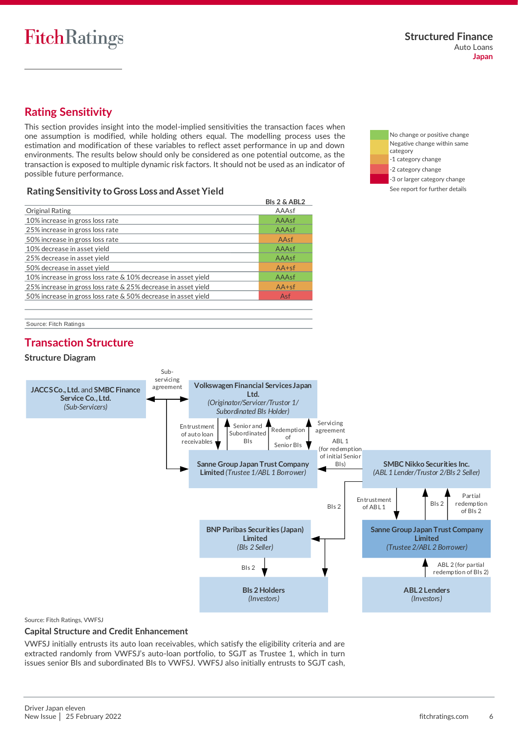## Rating Sensitivity

This section provides insight into the model-implied sensitivities the transaction faces when one assumption is modified, while holding others equal. The modelling process uses the estimation and modification of these variables to reflect asset performance in up and down environments. The results below should only be considered as one potential outcome, as the transaction is exposed to multiple dynamic risk factors. It should not be used as an indicator of possible future performance.

### Rating Sensitivity to Gross Loss and Asset Yield

| | BIs 2 & ABL2 |
|---|---|
| Original Rating | AAAsf |
| 10% increase in gross loss rate | AAAsf |
| 25% increase in gross loss rate | AAAsf |
| 50% increase in gross loss rate | AAsf |
| 10% decrease in asset yield | AAAsf |
| 25% decrease in asset yield | AAAsf |
| 50% decrease in asset yield | AA+sf |
| 10% increase in gross loss rate & 10% decrease in asset yield | AAAsf |
| 25% increase in gross loss rate & 25% decrease in asset yield | AA+sf |
| 50% increase in gross loss rate & 50% decrease in asset yield | Asf |

Source: Fitch Ratings

- No change or positive change
- Negative change within same category
- -1 category change
- -2 category change
- -3 or larger category change

See report for further details

## Transaction Structure

### Structure Diagram

- **JACCS Co., Ltd. and SMBC Finance Service Co., Ltd.** *(Sub-Servicers)*
- **Volkswagen Financial Services Japan Ltd.** *(Originator/Servicer/Trustor 1/ Subordinated BIs Holder)*
- **Sanne Group Japan Trust Company Limited** *(Trustee 1/ABL 1 Borrower)*
- **SMBC Nikko Securities Inc.** *(ABL 1 Lender/Trustor 2/BIs 2 Seller)*
- **BNP Paribas Securities (Japan) Limited** *(BIs 2 Seller)*
- **Sanne Group Japan Trust Company Limited** *(Trustee 2/ABL 2 Borrower)*
- **BIs 2 Holders** *(Investors)*
- **ABL 2 Lenders** *(Investors)*

Flows: Sub-servicing agreement (Sub-Servicers ↔ VWFSJ); Entrustment of auto loan receivables (VWFSJ → Trustee 1); Senior and Subordinated BIs (Trustee 1 → VWFSJ); Redemption of Senior BIs (VWFSJ → Trustee 1); Servicing agreement (Trustee 1 → VWFSJ); ABL 1 (for redemption of initial Senior BIs) (SMBC Nikko → Trustee 1); BIs 2 (SMBC Nikko → BNP Paribas / BIs 2 Holders); Entrustment of ABL 1 (SMBC Nikko → Trustee 2); BIs 2 (Trustee 2 → SMBC Nikko); Partial redemption of BIs 2 (Trustee 2 → SMBC Nikko); BIs 2 (BNP Paribas → BIs 2 Holders); ABL 2 (for partial redemption of BIs 2) (ABL 2 Lenders → Trustee 2).

Source: Fitch Ratings, VWFSJ

### Capital Structure and Credit Enhancement

VWFSJ initially entrusts its auto loan receivables, which satisfy the eligibility criteria and are extracted randomly from VWFSJ's auto-loan portfolio, to SGJT as Trustee 1, which in turn issues senior BIs and subordinated BIs to VWFSJ. VWFSJ also initially entrusts to SGJT cash,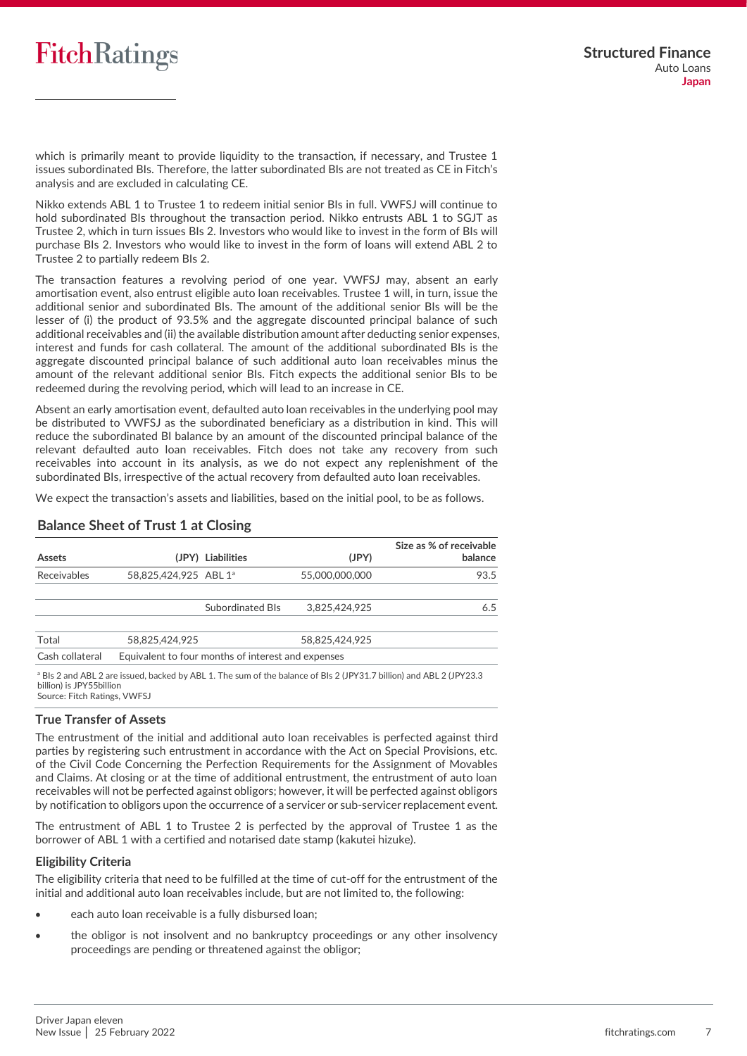which is primarily meant to provide liquidity to the transaction, if necessary, and Trustee 1 issues subordinated BIs. Therefore, the latter subordinated BIs are not treated as CE in Fitch's analysis and are excluded in calculating CE.

Nikko extends ABL 1 to Trustee 1 to redeem initial senior BIs in full. VWFSJ will continue to hold subordinated BIs throughout the transaction period. Nikko entrusts ABL 1 to SGJT as Trustee 2, which in turn issues BIs 2. Investors who would like to invest in the form of BIs will purchase BIs 2. Investors who would like to invest in the form of loans will extend ABL 2 to Trustee 2 to partially redeem BIs 2.

The transaction features a revolving period of one year. VWFSJ may, absent an early amortisation event, also entrust eligible auto loan receivables. Trustee 1 will, in turn, issue the additional senior and subordinated BIs. The amount of the additional senior BIs will be the lesser of (i) the product of 93.5% and the aggregate discounted principal balance of such additional receivables and (ii) the available distribution amount after deducting senior expenses, interest and funds for cash collateral. The amount of the additional subordinated BIs is the aggregate discounted principal balance of such additional auto loan receivables minus the amount of the relevant additional senior BIs. Fitch expects the additional senior BIs to be redeemed during the revolving period, which will lead to an increase in CE.

Absent an early amortisation event, defaulted auto loan receivables in the underlying pool may be distributed to VWFSJ as the subordinated beneficiary as a distribution in kind. This will reduce the subordinated BI balance by an amount of the discounted principal balance of the relevant defaulted auto loan receivables. Fitch does not take any recovery from such receivables into account in its analysis, as we do not expect any replenishment of the subordinated BIs, irrespective of the actual recovery from defaulted auto loan receivables.

We expect the transaction's assets and liabilities, based on the initial pool, to be as follows.

### Balance Sheet of Trust 1 at Closing

| Assets | (JPY) | Liabilities | (JPY) | Size as % of receivable balance |
|---|---|---|---|---|
| Receivables | 58,825,424,925 | ABL 1[a] | 55,000,000,000 | 93.5 |
| | | Subordinated BIs | 3,825,424,925 | 6.5 |
| Total | 58,825,424,925 | | 58,825,424,925 | |
| Cash collateral | Equivalent to four months of interest and expenses | | | |

[a] BIs 2 and ABL 2 are issued, backed by ABL 1. The sum of the balance of BIs 2 (JPY31.7 billion) and ABL 2 (JPY23.3 billion) is JPY55billion
Source: Fitch Ratings, VWFSJ

### True Transfer of Assets

The entrustment of the initial and additional auto loan receivables is perfected against third parties by registering such entrustment in accordance with the Act on Special Provisions, etc. of the Civil Code Concerning the Perfection Requirements for the Assignment of Movables and Claims. At closing or at the time of additional entrustment, the entrustment of auto loan receivables will not be perfected against obligors; however, it will be perfected against obligors by notification to obligors upon the occurrence of a servicer or sub-servicer replacement event.

The entrustment of ABL 1 to Trustee 2 is perfected by the approval of Trustee 1 as the borrower of ABL 1 with a certified and notarised date stamp (kakutei hizuke).

### Eligibility Criteria

The eligibility criteria that need to be fulfilled at the time of cut-off for the entrustment of the initial and additional auto loan receivables include, but are not limited to, the following:

- each auto loan receivable is a fully disbursed loan;
- the obligor is not insolvent and no bankruptcy proceedings or any other insolvency proceedings are pending or threatened against the obligor;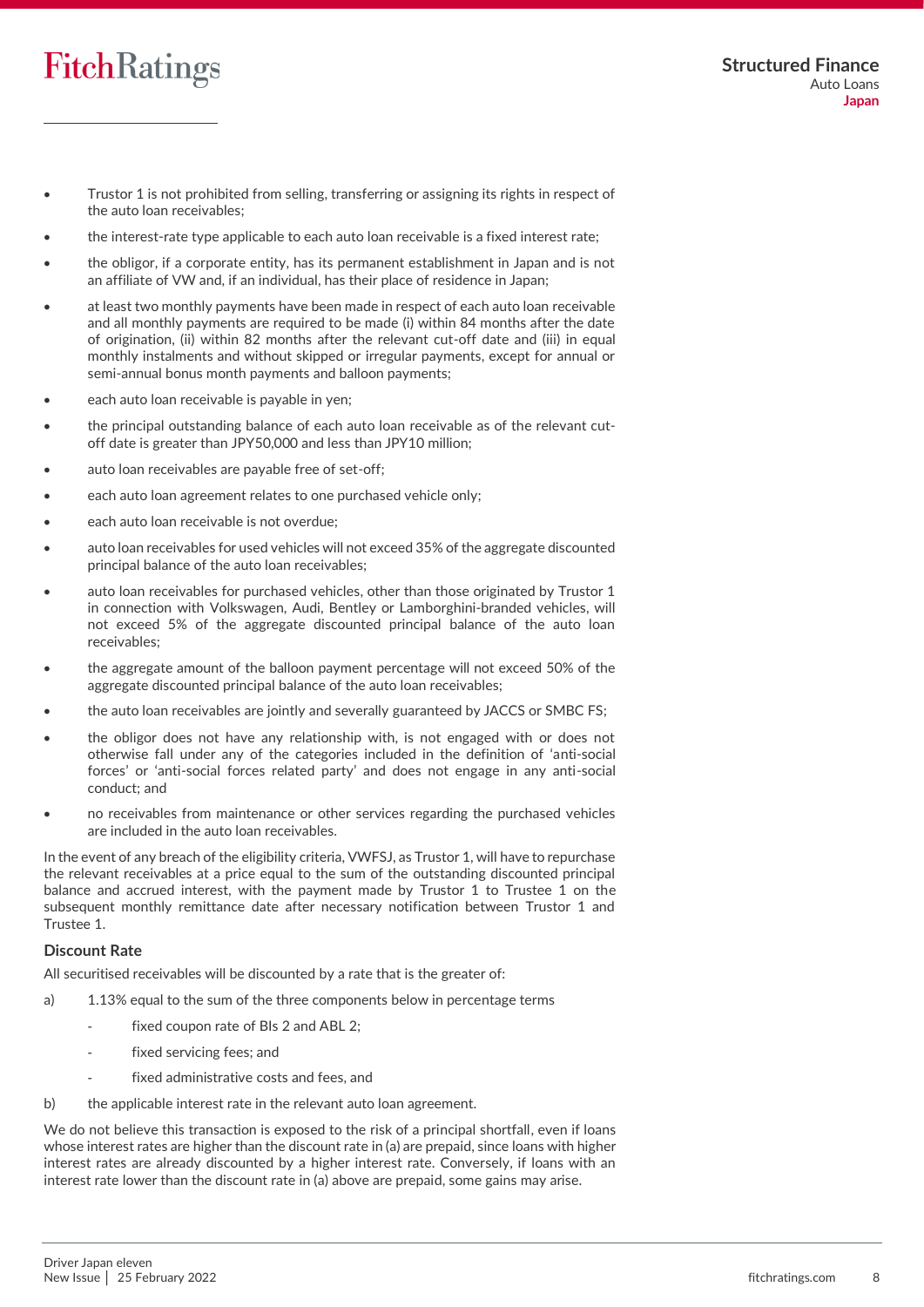- Trustor 1 is not prohibited from selling, transferring or assigning its rights in respect of the auto loan receivables;
- the interest-rate type applicable to each auto loan receivable is a fixed interest rate;
- the obligor, if a corporate entity, has its permanent establishment in Japan and is not an affiliate of VW and, if an individual, has their place of residence in Japan;
- at least two monthly payments have been made in respect of each auto loan receivable and all monthly payments are required to be made (i) within 84 months after the date of origination, (ii) within 82 months after the relevant cut-off date and (iii) in equal monthly instalments and without skipped or irregular payments, except for annual or semi-annual bonus month payments and balloon payments;
- each auto loan receivable is payable in yen;
- the principal outstanding balance of each auto loan receivable as of the relevant cut-off date is greater than JPY50,000 and less than JPY10 million;
- auto loan receivables are payable free of set-off;
- each auto loan agreement relates to one purchased vehicle only;
- each auto loan receivable is not overdue;
- auto loan receivables for used vehicles will not exceed 35% of the aggregate discounted principal balance of the auto loan receivables;
- auto loan receivables for purchased vehicles, other than those originated by Trustor 1 in connection with Volkswagen, Audi, Bentley or Lamborghini-branded vehicles, will not exceed 5% of the aggregate discounted principal balance of the auto loan receivables;
- the aggregate amount of the balloon payment percentage will not exceed 50% of the aggregate discounted principal balance of the auto loan receivables;
- the auto loan receivables are jointly and severally guaranteed by JACCS or SMBC FS;
- the obligor does not have any relationship with, is not engaged with or does not otherwise fall under any of the categories included in the definition of 'anti-social forces' or 'anti-social forces related party' and does not engage in any anti-social conduct; and
- no receivables from maintenance or other services regarding the purchased vehicles are included in the auto loan receivables.

In the event of any breach of the eligibility criteria, VWFSJ, as Trustor 1, will have to repurchase the relevant receivables at a price equal to the sum of the outstanding discounted principal balance and accrued interest, with the payment made by Trustor 1 to Trustee 1 on the subsequent monthly remittance date after necessary notification between Trustor 1 and Trustee 1.

### Discount Rate

All securitised receivables will be discounted by a rate that is the greater of:

a) 1.13% equal to the sum of the three components below in percentage terms
   - fixed coupon rate of BIs 2 and ABL 2;
   - fixed servicing fees; and
   - fixed administrative costs and fees, and

b) the applicable interest rate in the relevant auto loan agreement.

We do not believe this transaction is exposed to the risk of a principal shortfall, even if loans whose interest rates are higher than the discount rate in (a) are prepaid, since loans with higher interest rates are already discounted by a higher interest rate. Conversely, if loans with an interest rate lower than the discount rate in (a) above are prepaid, some gains may arise.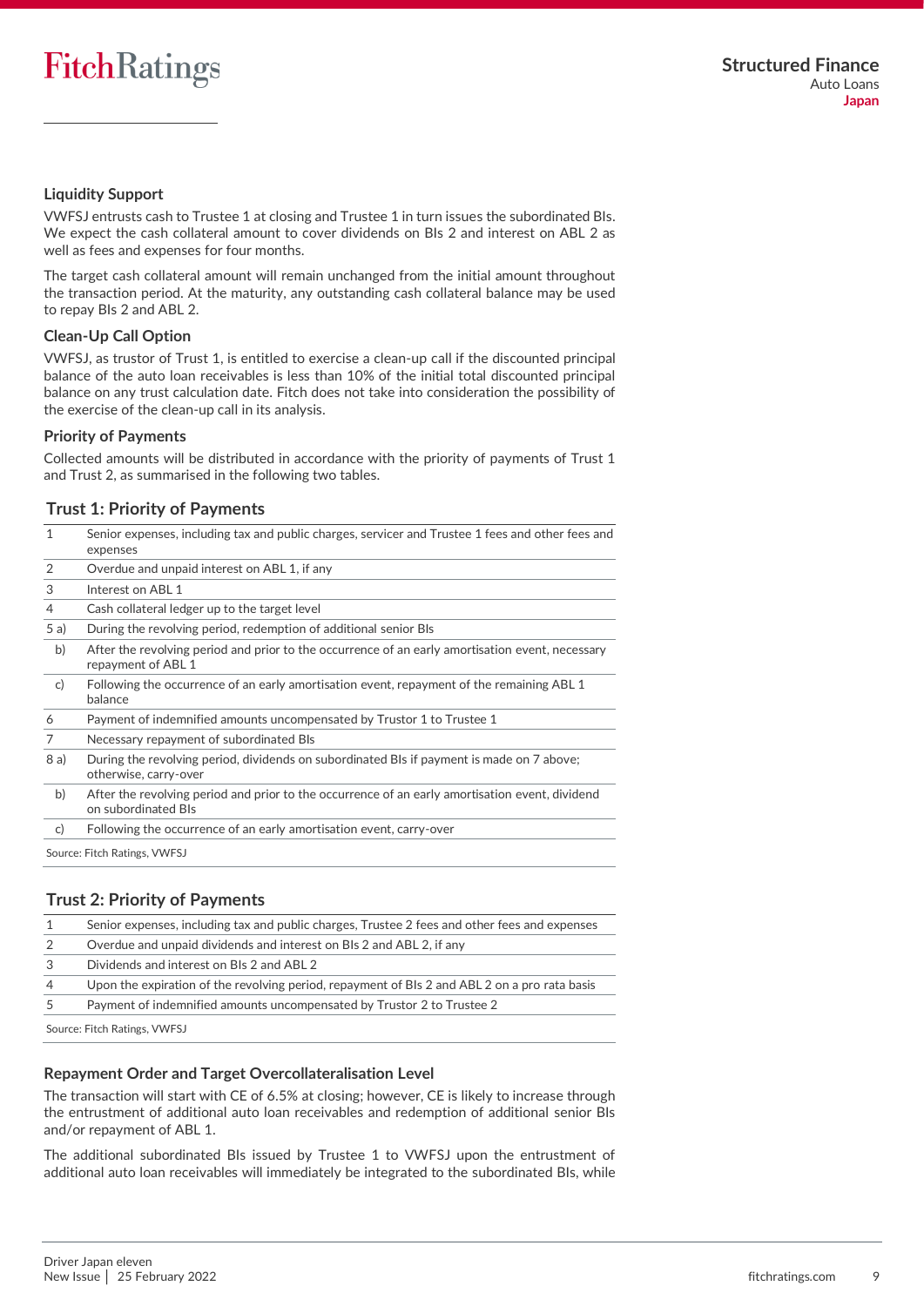### Liquidity Support

VWFSJ entrusts cash to Trustee 1 at closing and Trustee 1 in turn issues the subordinated BIs. We expect the cash collateral amount to cover dividends on BIs 2 and interest on ABL 2 as well as fees and expenses for four months.

The target cash collateral amount will remain unchanged from the initial amount throughout the transaction period. At the maturity, any outstanding cash collateral balance may be used to repay BIs 2 and ABL 2.

### Clean-Up Call Option

VWFSJ, as trustor of Trust 1, is entitled to exercise a clean-up call if the discounted principal balance of the auto loan receivables is less than 10% of the initial total discounted principal balance on any trust calculation date. Fitch does not take into consideration the possibility of the exercise of the clean-up call in its analysis.

### Priority of Payments

Collected amounts will be distributed in accordance with the priority of payments of Trust 1 and Trust 2, as summarised in the following two tables.

#### Trust 1: Priority of Payments

| | |
|---|---|
| 1 | Senior expenses, including tax and public charges, servicer and Trustee 1 fees and other fees and expenses |
| 2 | Overdue and unpaid interest on ABL 1, if any |
| 3 | Interest on ABL 1 |
| 4 | Cash collateral ledger up to the target level |
| 5 a) | During the revolving period, redemption of additional senior BIs |
| b) | After the revolving period and prior to the occurrence of an early amortisation event, necessary repayment of ABL 1 |
| c) | Following the occurrence of an early amortisation event, repayment of the remaining ABL 1 balance |
| 6 | Payment of indemnified amounts uncompensated by Trustor 1 to Trustee 1 |
| 7 | Necessary repayment of subordinated BIs |
| 8 a) | During the revolving period, dividends on subordinated BIs if payment is made on 7 above; otherwise, carry-over |
| b) | After the revolving period and prior to the occurrence of an early amortisation event, dividend on subordinated BIs |
| c) | Following the occurrence of an early amortisation event, carry-over |

Source: Fitch Ratings, VWFSJ

#### Trust 2: Priority of Payments

| | |
|---|---|
| 1 | Senior expenses, including tax and public charges, Trustee 2 fees and other fees and expenses |
| 2 | Overdue and unpaid dividends and interest on BIs 2 and ABL 2, if any |
| 3 | Dividends and interest on BIs 2 and ABL 2 |
| 4 | Upon the expiration of the revolving period, repayment of BIs 2 and ABL 2 on a pro rata basis |
| 5 | Payment of indemnified amounts uncompensated by Trustor 2 to Trustee 2 |

Source: Fitch Ratings, VWFSJ

### Repayment Order and Target Overcollateralisation Level

The transaction will start with CE of 6.5% at closing; however, CE is likely to increase through the entrustment of additional auto loan receivables and redemption of additional senior BIs and/or repayment of ABL 1.

The additional subordinated BIs issued by Trustee 1 to VWFSJ upon the entrustment of additional auto loan receivables will immediately be integrated to the subordinated BIs, while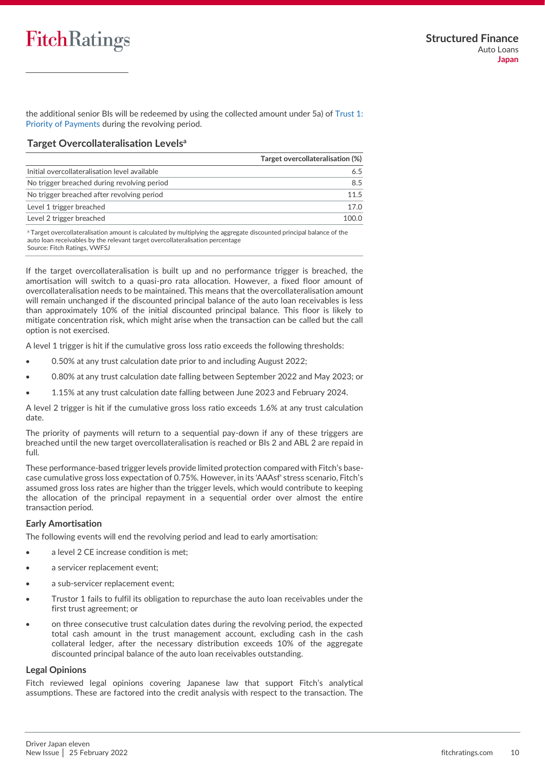the additional senior BIs will be redeemed by using the collected amount under 5a) of Trust 1: Priority of Payments during the revolving period.

### Target Overcollateralisation Levels[a]

| | Target overcollateralisation (%) |
|---|---|
| Initial overcollateralisation level available | 6.5 |
| No trigger breached during revolving period | 8.5 |
| No trigger breached after revolving period | 11.5 |
| Level 1 trigger breached | 17.0 |
| Level 2 trigger breached | 100.0 |

[a] Target overcollateralisation amount is calculated by multiplying the aggregate discounted principal balance of the auto loan receivables by the relevant target overcollateralisation percentage
Source: Fitch Ratings, VWFSJ

If the target overcollateralisation is built up and no performance trigger is breached, the amortisation will switch to a quasi-pro rata allocation. However, a fixed floor amount of overcollateralisation needs to be maintained. This means that the overcollateralisation amount will remain unchanged if the discounted principal balance of the auto loan receivables is less than approximately 10% of the initial discounted principal balance. This floor is likely to mitigate concentration risk, which might arise when the transaction can be called but the call option is not exercised.

A level 1 trigger is hit if the cumulative gross loss ratio exceeds the following thresholds:

- 0.50% at any trust calculation date prior to and including August 2022;
- 0.80% at any trust calculation date falling between September 2022 and May 2023; or
- 1.15% at any trust calculation date falling between June 2023 and February 2024.

A level 2 trigger is hit if the cumulative gross loss ratio exceeds 1.6% at any trust calculation date.

The priority of payments will return to a sequential pay-down if any of these triggers are breached until the new target overcollateralisation is reached or BIs 2 and ABL 2 are repaid in full.

These performance-based trigger levels provide limited protection compared with Fitch's base-case cumulative gross loss expectation of 0.75%. However, in its 'AAAsf' stress scenario, Fitch's assumed gross loss rates are higher than the trigger levels, which would contribute to keeping the allocation of the principal repayment in a sequential order over almost the entire transaction period.

### Early Amortisation

The following events will end the revolving period and lead to early amortisation:

- a level 2 CE increase condition is met;
- a servicer replacement event;
- a sub-servicer replacement event;
- Trustor 1 fails to fulfil its obligation to repurchase the auto loan receivables under the first trust agreement; or
- on three consecutive trust calculation dates during the revolving period, the expected total cash amount in the trust management account, excluding cash in the cash collateral ledger, after the necessary distribution exceeds 10% of the aggregate discounted principal balance of the auto loan receivables outstanding.

### Legal Opinions

Fitch reviewed legal opinions covering Japanese law that support Fitch's analytical assumptions. These are factored into the credit analysis with respect to the transaction. The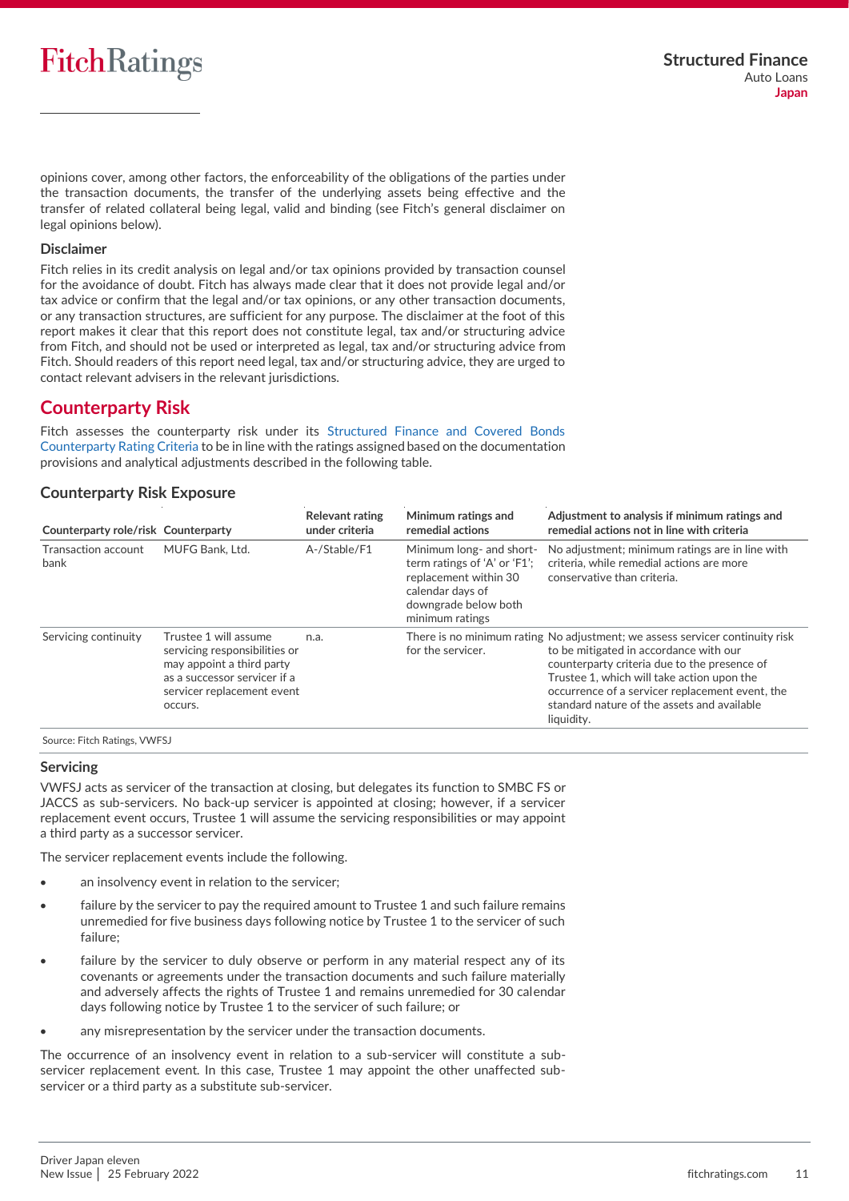opinions cover, among other factors, the enforceability of the obligations of the parties under the transaction documents, the transfer of the underlying assets being effective and the transfer of related collateral being legal, valid and binding (see Fitch's general disclaimer on legal opinions below).

### Disclaimer

Fitch relies in its credit analysis on legal and/or tax opinions provided by transaction counsel for the avoidance of doubt. Fitch has always made clear that it does not provide legal and/or tax advice or confirm that the legal and/or tax opinions, or any other transaction documents, or any transaction structures, are sufficient for any purpose. The disclaimer at the foot of this report makes it clear that this report does not constitute legal, tax and/or structuring advice from Fitch, and should not be used or interpreted as legal, tax and/or structuring advice from Fitch. Should readers of this report need legal, tax and/or structuring advice, they are urged to contact relevant advisers in the relevant jurisdictions.

## Counterparty Risk

Fitch assesses the counterparty risk under its Structured Finance and Covered Bonds Counterparty Rating Criteria to be in line with the ratings assigned based on the documentation provisions and analytical adjustments described in the following table.

### Counterparty Risk Exposure

| Counterparty role/risk | Counterparty | Relevant rating under criteria | Minimum ratings and remedial actions | Adjustment to analysis if minimum ratings and remedial actions not in line with criteria |
|---|---|---|---|---|
| Transaction account bank | MUFG Bank, Ltd. | A-/Stable/F1 | Minimum long- and short-term ratings of 'A' or 'F1'; replacement within 30 calendar days of downgrade below both minimum ratings | No adjustment; minimum ratings are in line with criteria, while remedial actions are more conservative than criteria. |
| Servicing continuity | Trustee 1 will assume servicing responsibilities or may appoint a third party as a successor servicer if a servicer replacement event occurs. | n.a. | There is no minimum rating for the servicer. | No adjustment; we assess servicer continuity risk to be mitigated in accordance with our counterparty criteria due to the presence of Trustee 1, which will take action upon the occurrence of a servicer replacement event, the standard nature of the assets and available liquidity. |

Source: Fitch Ratings, VWFSJ

### Servicing

VWFSJ acts as servicer of the transaction at closing, but delegates its function to SMBC FS or JACCS as sub-servicers. No back-up servicer is appointed at closing; however, if a servicer replacement event occurs, Trustee 1 will assume the servicing responsibilities or may appoint a third party as a successor servicer.

The servicer replacement events include the following.

- an insolvency event in relation to the servicer;
- failure by the servicer to pay the required amount to Trustee 1 and such failure remains unremedied for five business days following notice by Trustee 1 to the servicer of such failure;
- failure by the servicer to duly observe or perform in any material respect any of its covenants or agreements under the transaction documents and such failure materially and adversely affects the rights of Trustee 1 and remains unremedied for 30 calendar days following notice by Trustee 1 to the servicer of such failure; or
- any misrepresentation by the servicer under the transaction documents.

The occurrence of an insolvency event in relation to a sub-servicer will constitute a sub-servicer replacement event. In this case, Trustee 1 may appoint the other unaffected sub-servicer or a third party as a substitute sub-servicer.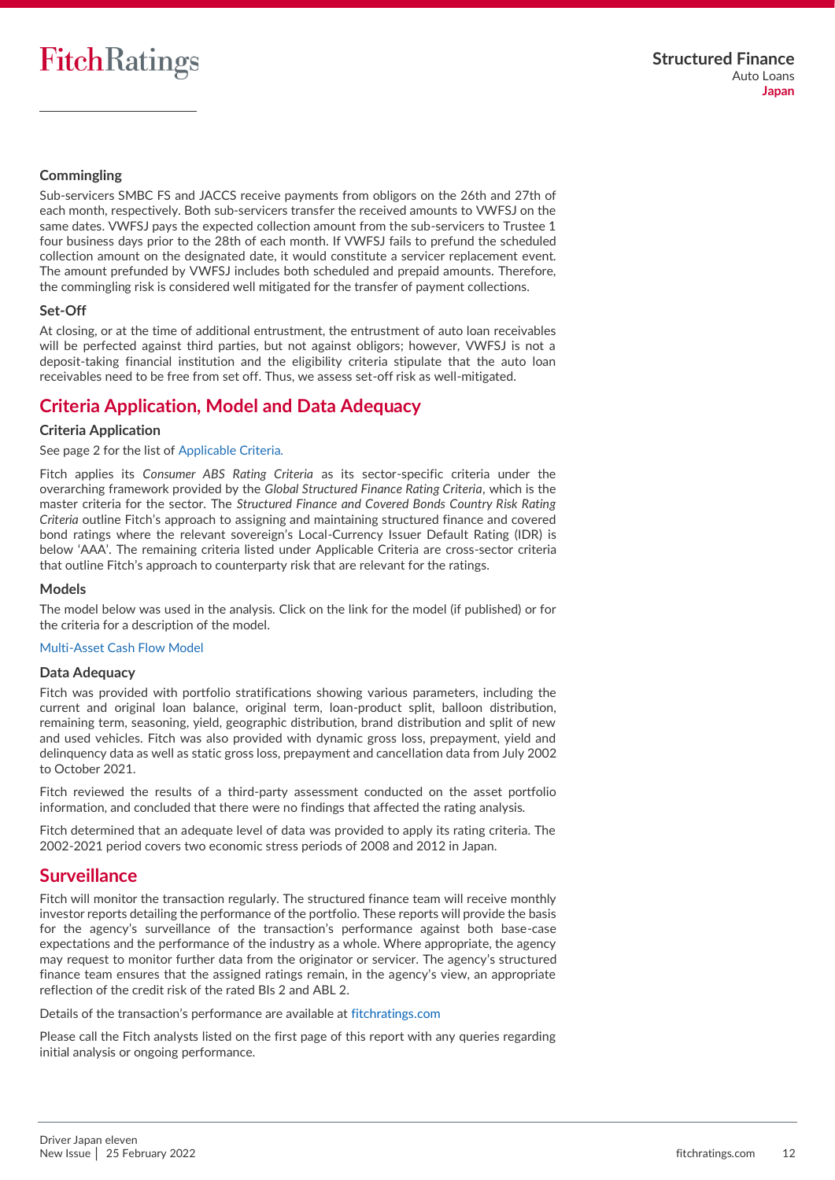### Commingling

Sub-servicers SMBC FS and JACCS receive payments from obligors on the 26th and 27th of each month, respectively. Both sub-servicers transfer the received amounts to VWFSJ on the same dates. VWFSJ pays the expected collection amount from the sub-servicers to Trustee 1 four business days prior to the 28th of each month. If VWFSJ fails to prefund the scheduled collection amount on the designated date, it would constitute a servicer replacement event. The amount prefunded by VWFSJ includes both scheduled and prepaid amounts. Therefore, the commingling risk is considered well mitigated for the transfer of payment collections.

### Set-Off

At closing, or at the time of additional entrustment, the entrustment of auto loan receivables will be perfected against third parties, but not against obligors; however, VWFSJ is not a deposit-taking financial institution and the eligibility criteria stipulate that the auto loan receivables need to be free from set off. Thus, we assess set-off risk as well-mitigated.

## Criteria Application, Model and Data Adequacy

### Criteria Application

See page 2 for the list of Applicable Criteria.

Fitch applies its *Consumer ABS Rating Criteria* as its sector-specific criteria under the overarching framework provided by the *Global Structured Finance Rating Criteria*, which is the master criteria for the sector. The *Structured Finance and Covered Bonds Country Risk Rating Criteria* outline Fitch's approach to assigning and maintaining structured finance and covered bond ratings where the relevant sovereign's Local-Currency Issuer Default Rating (IDR) is below 'AAA'. The remaining criteria listed under Applicable Criteria are cross-sector criteria that outline Fitch's approach to counterparty risk that are relevant for the ratings.

### Models

The model below was used in the analysis. Click on the link for the model (if published) or for the criteria for a description of the model.

Multi-Asset Cash Flow Model

### Data Adequacy

Fitch was provided with portfolio stratifications showing various parameters, including the current and original loan balance, original term, loan-product split, balloon distribution, remaining term, seasoning, yield, geographic distribution, brand distribution and split of new and used vehicles. Fitch was also provided with dynamic gross loss, prepayment, yield and delinquency data as well as static gross loss, prepayment and cancellation data from July 2002 to October 2021.

Fitch reviewed the results of a third-party assessment conducted on the asset portfolio information, and concluded that there were no findings that affected the rating analysis.

Fitch determined that an adequate level of data was provided to apply its rating criteria. The 2002-2021 period covers two economic stress periods of 2008 and 2012 in Japan.

## Surveillance

Fitch will monitor the transaction regularly. The structured finance team will receive monthly investor reports detailing the performance of the portfolio. These reports will provide the basis for the agency's surveillance of the transaction's performance against both base-case expectations and the performance of the industry as a whole. Where appropriate, the agency may request to monitor further data from the originator or servicer. The agency's structured finance team ensures that the assigned ratings remain, in the agency's view, an appropriate reflection of the credit risk of the rated BIs 2 and ABL 2.

Details of the transaction's performance are available at fitchratings.com

Please call the Fitch analysts listed on the first page of this report with any queries regarding initial analysis or ongoing performance.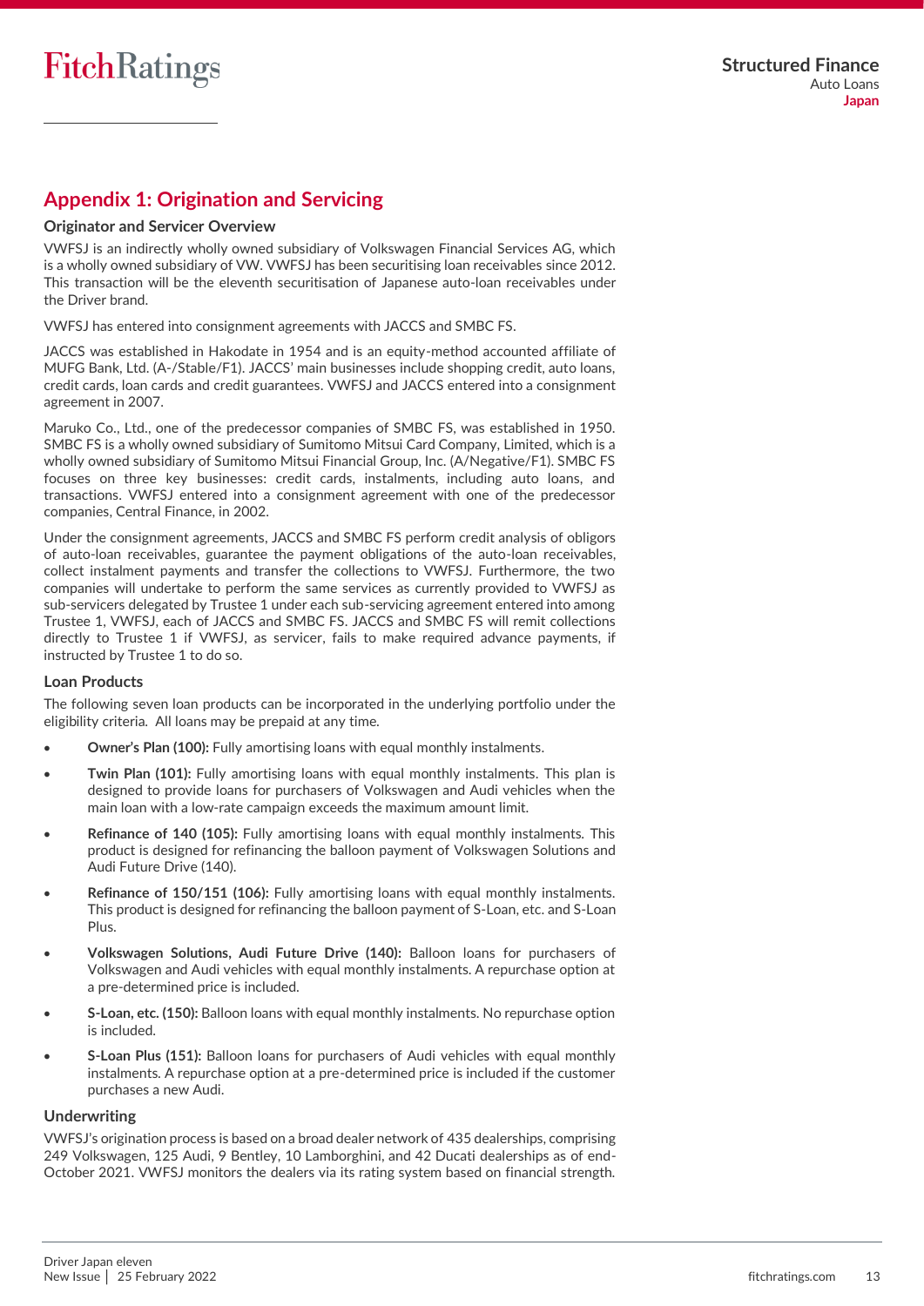## Appendix 1: Origination and Servicing

### Originator and Servicer Overview

VWFSJ is an indirectly wholly owned subsidiary of Volkswagen Financial Services AG, which is a wholly owned subsidiary of VW. VWFSJ has been securitising loan receivables since 2012. This transaction will be the eleventh securitisation of Japanese auto-loan receivables under the Driver brand.

VWFSJ has entered into consignment agreements with JACCS and SMBC FS.

JACCS was established in Hakodate in 1954 and is an equity-method accounted affiliate of MUFG Bank, Ltd. (A-/Stable/F1). JACCS' main businesses include shopping credit, auto loans, credit cards, loan cards and credit guarantees. VWFSJ and JACCS entered into a consignment agreement in 2007.

Maruko Co., Ltd., one of the predecessor companies of SMBC FS, was established in 1950. SMBC FS is a wholly owned subsidiary of Sumitomo Mitsui Card Company, Limited, which is a wholly owned subsidiary of Sumitomo Mitsui Financial Group, Inc. (A/Negative/F1). SMBC FS focuses on three key businesses: credit cards, instalments, including auto loans, and transactions. VWFSJ entered into a consignment agreement with one of the predecessor companies, Central Finance, in 2002.

Under the consignment agreements, JACCS and SMBC FS perform credit analysis of obligors of auto-loan receivables, guarantee the payment obligations of the auto-loan receivables, collect instalment payments and transfer the collections to VWFSJ. Furthermore, the two companies will undertake to perform the same services as currently provided to VWFSJ as sub-servicers delegated by Trustee 1 under each sub-servicing agreement entered into among Trustee 1, VWFSJ, each of JACCS and SMBC FS. JACCS and SMBC FS will remit collections directly to Trustee 1 if VWFSJ, as servicer, fails to make required advance payments, if instructed by Trustee 1 to do so.

### Loan Products

The following seven loan products can be incorporated in the underlying portfolio under the eligibility criteria. All loans may be prepaid at any time.

- **Owner's Plan (100):** Fully amortising loans with equal monthly instalments.
- **Twin Plan (101):** Fully amortising loans with equal monthly instalments. This plan is designed to provide loans for purchasers of Volkswagen and Audi vehicles when the main loan with a low-rate campaign exceeds the maximum amount limit.
- **Refinance of 140 (105):** Fully amortising loans with equal monthly instalments. This product is designed for refinancing the balloon payment of Volkswagen Solutions and Audi Future Drive (140).
- **Refinance of 150/151 (106):** Fully amortising loans with equal monthly instalments. This product is designed for refinancing the balloon payment of S-Loan, etc. and S-Loan Plus.
- **Volkswagen Solutions, Audi Future Drive (140):** Balloon loans for purchasers of Volkswagen and Audi vehicles with equal monthly instalments. A repurchase option at a pre-determined price is included.
- **S-Loan, etc. (150):** Balloon loans with equal monthly instalments. No repurchase option is included.
- **S-Loan Plus (151):** Balloon loans for purchasers of Audi vehicles with equal monthly instalments. A repurchase option at a pre-determined price is included if the customer purchases a new Audi.

### Underwriting

VWFSJ's origination process is based on a broad dealer network of 435 dealerships, comprising 249 Volkswagen, 125 Audi, 9 Bentley, 10 Lamborghini, and 42 Ducati dealerships as of end-October 2021. VWFSJ monitors the dealers via its rating system based on financial strength.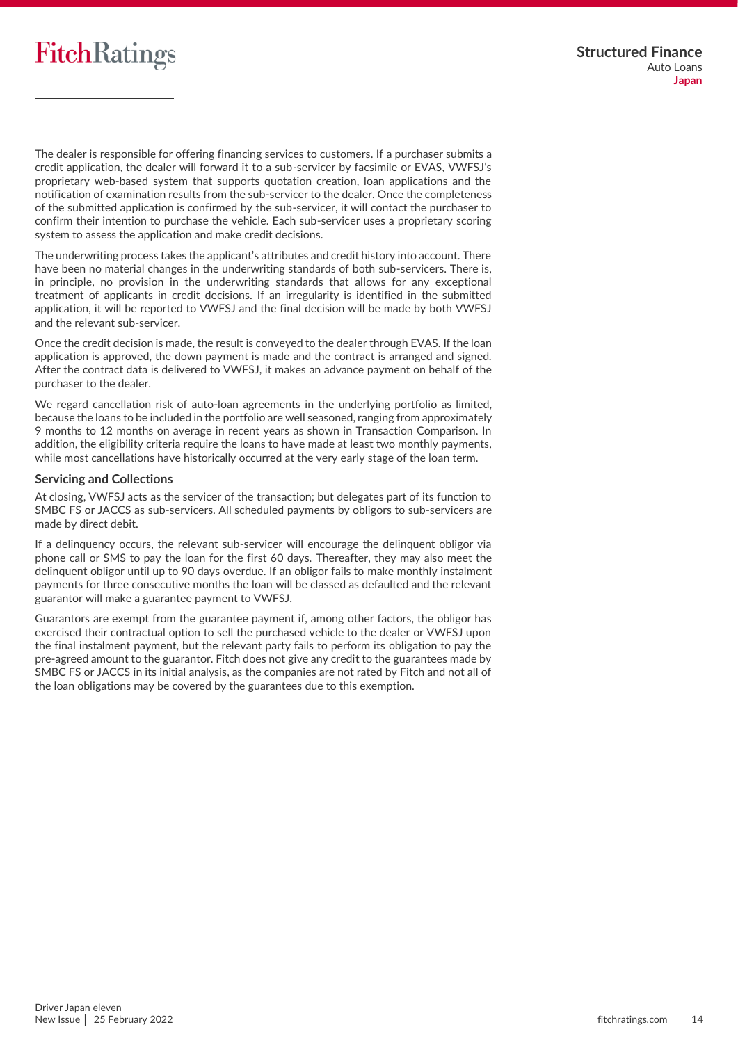The dealer is responsible for offering financing services to customers. If a purchaser submits a credit application, the dealer will forward it to a sub-servicer by facsimile or EVAS, VWFSJ's proprietary web-based system that supports quotation creation, loan applications and the notification of examination results from the sub-servicer to the dealer. Once the completeness of the submitted application is confirmed by the sub-servicer, it will contact the purchaser to confirm their intention to purchase the vehicle. Each sub-servicer uses a proprietary scoring system to assess the application and make credit decisions.

The underwriting process takes the applicant's attributes and credit history into account. There have been no material changes in the underwriting standards of both sub-servicers. There is, in principle, no provision in the underwriting standards that allows for any exceptional treatment of applicants in credit decisions. If an irregularity is identified in the submitted application, it will be reported to VWFSJ and the final decision will be made by both VWFSJ and the relevant sub-servicer.

Once the credit decision is made, the result is conveyed to the dealer through EVAS. If the loan application is approved, the down payment is made and the contract is arranged and signed. After the contract data is delivered to VWFSJ, it makes an advance payment on behalf of the purchaser to the dealer.

We regard cancellation risk of auto-loan agreements in the underlying portfolio as limited, because the loans to be included in the portfolio are well seasoned, ranging from approximately 9 months to 12 months on average in recent years as shown in Transaction Comparison. In addition, the eligibility criteria require the loans to have made at least two monthly payments, while most cancellations have historically occurred at the very early stage of the loan term.

### Servicing and Collections

At closing, VWFSJ acts as the servicer of the transaction; but delegates part of its function to SMBC FS or JACCS as sub-servicers. All scheduled payments by obligors to sub-servicers are made by direct debit.

If a delinquency occurs, the relevant sub-servicer will encourage the delinquent obligor via phone call or SMS to pay the loan for the first 60 days. Thereafter, they may also meet the delinquent obligor until up to 90 days overdue. If an obligor fails to make monthly instalment payments for three consecutive months the loan will be classed as defaulted and the relevant guarantor will make a guarantee payment to VWFSJ.

Guarantors are exempt from the guarantee payment if, among other factors, the obligor has exercised their contractual option to sell the purchased vehicle to the dealer or VWFSJ upon the final instalment payment, but the relevant party fails to perform its obligation to pay the pre-agreed amount to the guarantor. Fitch does not give any credit to the guarantees made by SMBC FS or JACCS in its initial analysis, as the companies are not rated by Fitch and not all of the loan obligations may be covered by the guarantees due to this exemption.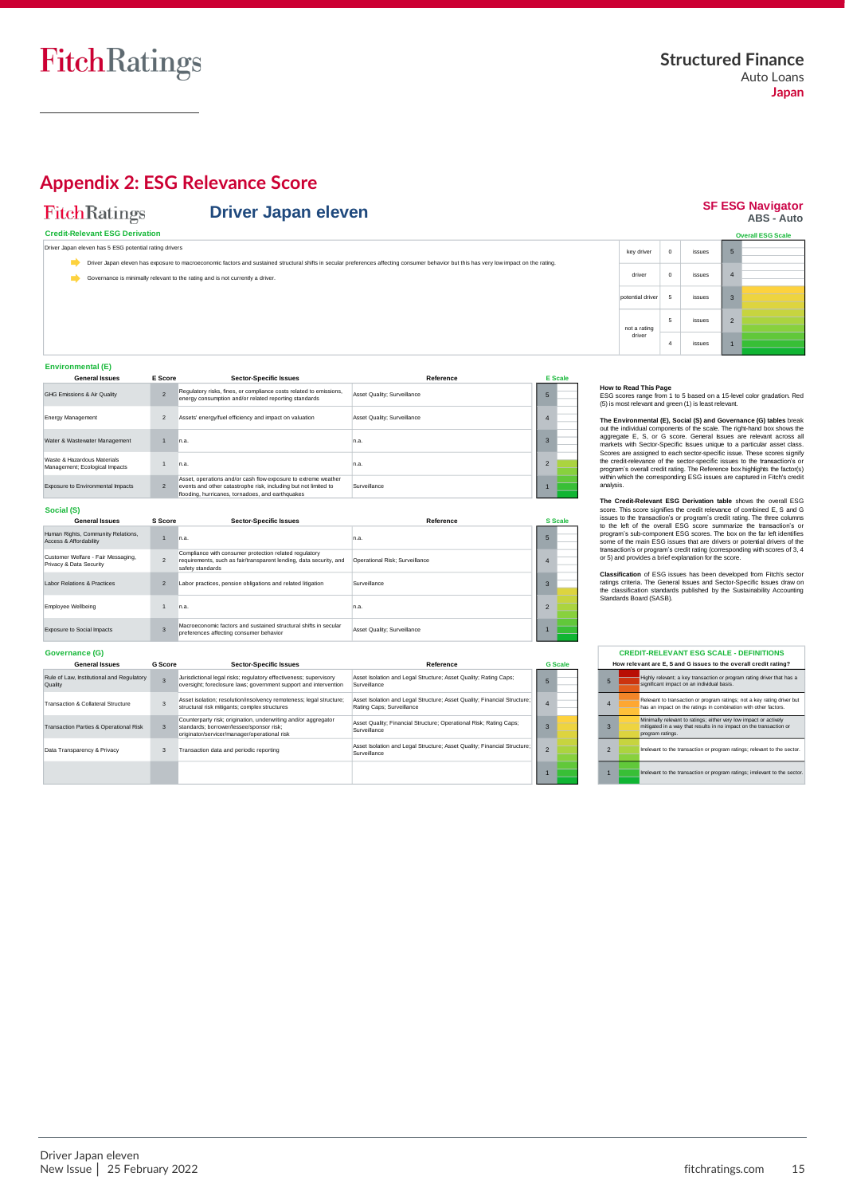## Appendix 2: ESG Relevance Score

FitchRatings **Driver Japan eleven**

**SF ESG Navigator**
**ABS - Auto**

**Credit-Relevant ESG Derivation**

Driver Japan eleven has 5 ESG potential rating drivers

- Driver Japan eleven has exposure to macroeconomic factors and sustained structural shifts in secular preferences affecting consumer behavior but this has very low impact on the rating.
- Governance is minimally relevant to the rating and is not currently a driver.

| | | | Overall ESG Scale |
|---|---|---|---|
| key driver | 0 | issues | 5 |
| driver | 0 | issues | 4 |
| potential driver | 5 | issues | 3 |
| not a rating driver | 5 | issues | 2 |
| | 4 | issues | 1 |

### Environmental (E)

| General Issues | E Score | Sector-Specific Issues | Reference | E Scale |
|---|---|---|---|---|
| GHG Emissions & Air Quality | 2 | Regulatory risks, fines, or compliance costs related to emissions, energy consumption and/or related reporting standards | Asset Quality; Surveillance | 5 |
| Energy Management | 2 | Assets' energy/fuel efficiency and impact on valuation | Asset Quality; Surveillance | 4 |
| Water & Wastewater Management | 1 | n.a. | n.a. | 3 |
| Waste & Hazardous Materials Management; Ecological Impacts | 1 | n.a. | n.a. | 2 |
| Exposure to Environmental Impacts | 2 | Asset, operations and/or cash flow exposure to extreme weather events and other catastrophe risk, including but not limited to flooding, hurricanes, tornadoes, and earthquakes | Surveillance | 1 |

### Social (S)

| General Issues | S Score | Sector-Specific Issues | Reference | S Scale |
|---|---|---|---|---|
| Human Rights, Community Relations, Access & Affordability | 1 | n.a. | n.a. | 5 |
| Customer Welfare - Fair Messaging, Privacy & Data Security | 2 | Compliance with consumer protection related regulatory requirements, such as fair/transparent lending, data security, and safety standards | Operational Risk; Surveillance | 4 |
| Labor Relations & Practices | 2 | Labor practices, pension obligations and related litigation | Surveillance | 3 |
| Employee Wellbeing | 1 | n.a. | n.a. | 2 |
| Exposure to Social Impacts | 3 | Macroeconomic factors and sustained structural shifts in secular preferences affecting consumer behavior | Asset Quality; Surveillance | 1 |

### Governance (G)

| General Issues | G Score | Sector-Specific Issues | Reference | G Scale |
|---|---|---|---|---|
| Rule of Law, Institutional and Regulatory Quality | 3 | Jurisdictional legal risks; regulatory effectiveness; supervisory oversight; foreclosure laws; government support and intervention | Asset Isolation and Legal Structure; Asset Quality; Rating Caps; Surveillance | 5 |
| Transaction & Collateral Structure | 3 | Asset isolation; resolution/insolvency remoteness; legal structure; structural risk mitigants; complex structures | Asset Isolation and Legal Structure; Asset Quality; Financial Structure; Rating Caps; Surveillance | 4 |
| Transaction Parties & Operational Risk | 3 | Counterparty risk; origination, underwriting and/or aggregator standards; borrower/lessee/sponsor risk; originator/servicer/manager/operational risk | Asset Quality; Financial Structure; Operational Risk; Rating Caps; Surveillance | 3 |
| Data Transparency & Privacy | 3 | Transaction data and periodic reporting | Asset Isolation and Legal Structure; Asset Quality; Financial Structure; Surveillance | 2 |
| | | | | 1 |

**How to Read This Page**
ESG scores range from 1 to 5 based on a 15-level color gradation. Red (5) is most relevant and green (1) is least relevant.

**The Environmental (E), Social (S) and Governance (G) tables** break out the individual components of the scale. The right-hand box shows the aggregate E, S, or G score. General Issues are relevant across all markets with Sector-Specific Issues unique to a particular asset class. Scores are assigned to each sector-specific issue. These scores signify the credit-relevance of the sector-specific issues to the transaction's or program's overall credit rating. The Reference box highlights the factor(s) within which the corresponding ESG issues are captured in Fitch's credit analysis.

**The Credit-Relevant ESG Derivation table** shows the overall ESG score. This score signifies the credit relevance of combined E, S and G issues to the transaction's or program's credit rating. The three columns to the left of the overall ESG score summarize the transaction's or program's sub-component ESG scores. The box on the far left identifies some of the main ESG issues that are drivers or potential drivers of the transaction's or program's credit rating (corresponding with scores of 3, 4 or 5) and provides a brief explanation for the score.

**Classification** of ESG issues has been developed from Fitch's sector ratings criteria. The General Issues and Sector-Specific Issues draw on the classification standards published by the Sustainability Accounting Standards Board (SASB).

**CREDIT-RELEVANT ESG SCALE - DEFINITIONS**

How relevant are E, S and G issues to the overall credit rating?

| Score | Definition |
|---|---|
| 5 | Highly relevant; a key transaction or program rating driver that has a significant impact on an individual basis. |
| 4 | Relevant to transaction or program ratings; not a key rating driver but has an impact on the ratings in combination with other factors. |
| 3 | Minimally relevant to ratings; either very low impact or actively mitigated in a way that results in no impact on the transaction or program ratings. |
| 2 | Irrelevant to the transaction or program ratings; relevant to the sector. |
| 1 | Irrelevant to the transaction or program ratings; irrelevant to the sector. |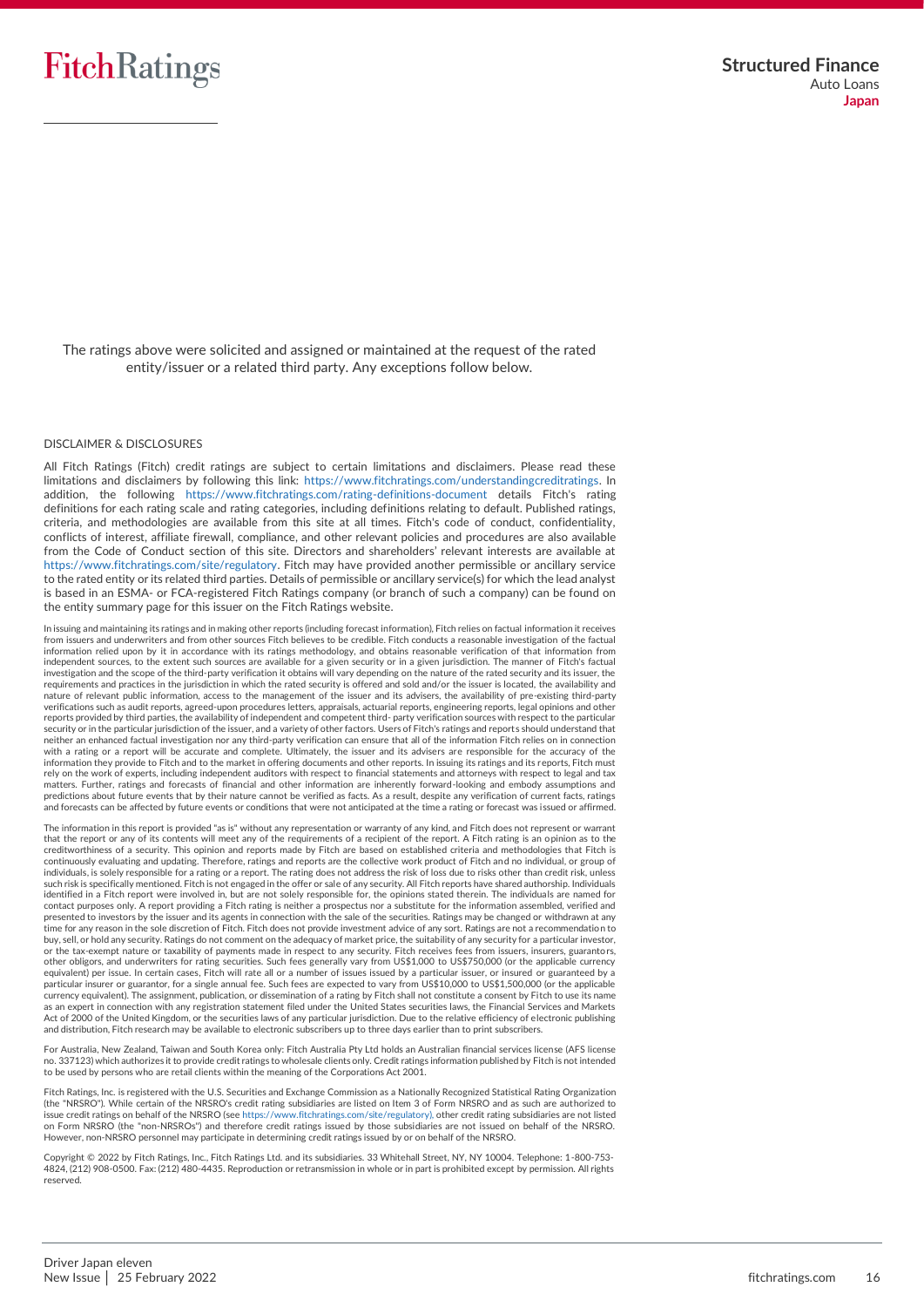The ratings above were solicited and assigned or maintained at the request of the rated entity/issuer or a related third party. Any exceptions follow below.

DISCLAIMER & DISCLOSURES

All Fitch Ratings (Fitch) credit ratings are subject to certain limitations and disclaimers. Please read these limitations and disclaimers by following this link: https://www.fitchratings.com/understandingcreditratings. In addition, the following https://www.fitchratings.com/rating-definitions-document details Fitch's rating definitions for each rating scale and rating categories, including definitions relating to default. Published ratings, criteria, and methodologies are available from this site at all times. Fitch's code of conduct, confidentiality, conflicts of interest, affiliate firewall, compliance, and other relevant policies and procedures are also available from the Code of Conduct section of this site. Directors and shareholders' relevant interests are available at https://www.fitchratings.com/site/regulatory. Fitch may have provided another permissible or ancillary service to the rated entity or its related third parties. Details of permissible or ancillary service(s) for which the lead analyst is based in an ESMA- or FCA-registered Fitch Ratings company (or branch of such a company) can be found on the entity summary page for this issuer on the Fitch Ratings website.

In issuing and maintaining its ratings and in making other reports (including forecast information), Fitch relies on factual information it receives from issuers and underwriters and from other sources Fitch believes to be credible. Fitch conducts a reasonable investigation of the factual information relied upon by it in accordance with its ratings methodology, and obtains reasonable verification of that information from independent sources, to the extent such sources are available for a given security or in a given jurisdiction. The manner of Fitch's factual investigation and the scope of the third-party verification it obtains will vary depending on the nature of the rated security and its issuer, the requirements and practices in the jurisdiction in which the rated security is offered and sold and/or the issuer is located, the availability and nature of relevant public information, access to the management of the issuer and its advisers, the availability of pre-existing third-party verifications such as audit reports, agreed-upon procedures letters, appraisals, actuarial reports, engineering reports, legal opinions and other reports provided by third parties, the availability of independent and competent third- party verification sources with respect to the particular security or in the particular jurisdiction of the issuer, and a variety of other factors. Users of Fitch's ratings and reports should understand that neither an enhanced factual investigation nor any third-party verification can ensure that all of the information Fitch relies on in connection with a rating or a report will be accurate and complete. Ultimately, the issuer and its advisers are responsible for the accuracy of the information they provide to Fitch and to the market in offering documents and other reports. In issuing its ratings and its reports, Fitch must rely on the work of experts, including independent auditors with respect to financial statements and attorneys with respect to legal and tax matters. Further, ratings and forecasts of financial and other information are inherently forward-looking and embody assumptions and predictions about future events that by their nature cannot be verified as facts. As a result, despite any verification of current facts, ratings and forecasts can be affected by future events or conditions that were not anticipated at the time a rating or forecast was issued or affirmed.

The information in this report is provided "as is" without any representation or warranty of any kind, and Fitch does not represent or warrant that the report or any of its contents will meet any of the requirements of a recipient of the report. A Fitch rating is an opinion as to the creditworthiness of a security. This opinion and reports made by Fitch are based on established criteria and methodologies that Fitch is continuously evaluating and updating. Therefore, ratings and reports are the collective work product of Fitch and no individual, or group of individuals, is solely responsible for a rating or a report. The rating does not address the risk of loss due to risks other than credit risk, unless such risk is specifically mentioned. Fitch is not engaged in the offer or sale of any security. All Fitch reports have shared authorship. Individuals identified in a Fitch report were involved in, but are not solely responsible for, the opinions stated therein. The individuals are named for contact purposes only. A report providing a Fitch rating is neither a prospectus nor a substitute for the information assembled, verified and presented to investors by the issuer and its agents in connection with the sale of the securities. Ratings may be changed or withdrawn at any time for any reason in the sole discretion of Fitch. Fitch does not provide investment advice of any sort. Ratings are not a recommendation to buy, sell, or hold any security. Ratings do not comment on the adequacy of market price, the suitability of any security for a particular investor, or the tax-exempt nature or taxability of payments made in respect to any security. Fitch receives fees from issuers, insurers, guarantors, other obligors, and underwriters for rating securities. Such fees generally vary from US$1,000 to US$750,000 (or the applicable currency equivalent) per issue. In certain cases, Fitch will rate all or a number of issues issued by a particular issuer, or insured or guaranteed by a particular insurer or guarantor, for a single annual fee. Such fees are expected to vary from US$10,000 to US$1,500,000 (or the applicable currency equivalent). The assignment, publication, or dissemination of a rating by Fitch shall not constitute a consent by Fitch to use its name as an expert in connection with any registration statement filed under the United States securities laws, the Financial Services and Markets Act of 2000 of the United Kingdom, or the securities laws of any particular jurisdiction. Due to the relative efficiency of electronic publishing and distribution, Fitch research may be available to electronic subscribers up to three days earlier than to print subscribers.

For Australia, New Zealand, Taiwan and South Korea only: Fitch Australia Pty Ltd holds an Australian financial services license (AFS license no. 337123) which authorizes it to provide credit ratings to wholesale clients only. Credit ratings information published by Fitch is not intended to be used by persons who are retail clients within the meaning of the Corporations Act 2001.

Fitch Ratings, Inc. is registered with the U.S. Securities and Exchange Commission as a Nationally Recognized Statistical Rating Organization (the "NRSRO"). While certain of the NRSRO's credit rating subsidiaries are listed on Item 3 of Form NRSRO and as such are authorized to issue credit ratings on behalf of the NRSRO (see https://www.fitchratings.com/site/regulatory), other credit rating subsidiaries are not listed on Form NRSRO (the "non-NRSROs") and therefore credit ratings issued by those subsidiaries are not issued on behalf of the NRSRO. However, non-NRSRO personnel may participate in determining credit ratings issued by or on behalf of the NRSRO.

Copyright © 2022 by Fitch Ratings, Inc., Fitch Ratings Ltd. and its subsidiaries. 33 Whitehall Street, NY, NY 10004. Telephone: 1-800-753-4824, (212) 908-0500. Fax: (212) 480-4435. Reproduction or retransmission in whole or in part is prohibited except by permission. All rights reserved.